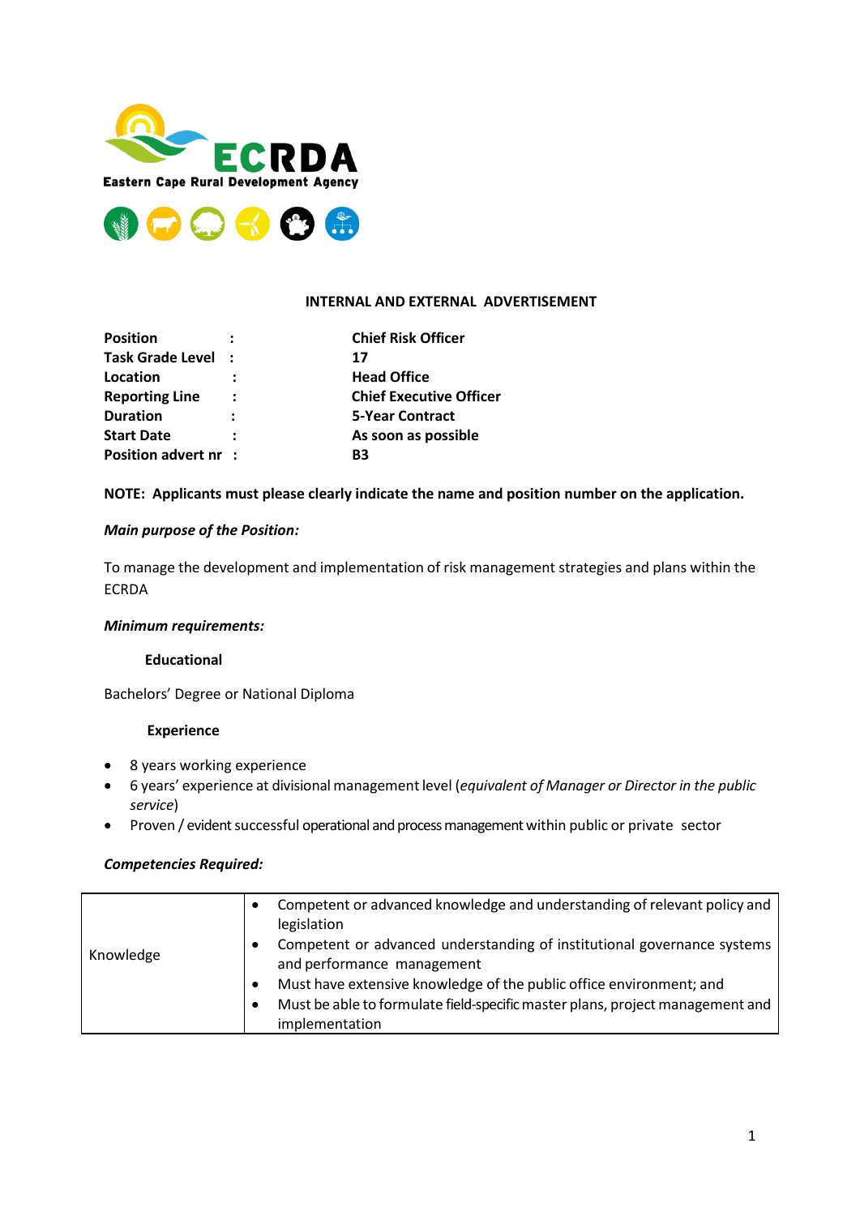ECRDA

Eastern Cape Rural Development Agency

**INTERNAL AND EXTERNAL ADVERTISEMENT**

| | | |
|---|---|---|
| **Position** | **:** | **Chief Risk Officer** |
| **Task Grade Level** | **:** | **17** |
| **Location** | **:** | **Head Office** |
| **Reporting Line** | **:** | **Chief Executive Officer** |
| **Duration** | **:** | **5-Year Contract** |
| **Start Date** | **:** | **As soon as possible** |
| **Position advert nr** | **:** | **B3** |

**NOTE: Applicants must please clearly indicate the name and position number on the application.**

***Main purpose of the Position:***

To manage the development and implementation of risk management strategies and plans within the ECRDA

***Minimum requirements:***

**Educational**

Bachelors' Degree or National Diploma

**Experience**

- 8 years working experience
- 6 years' experience at divisional management level (*equivalent of Manager or Director in the public service*)
- Proven / evident successful operational and process management within public or private sector

***Competencies Required:***

| | |
|---|---|
| Knowledge | • Competent or advanced knowledge and understanding of relevant policy and legislation<br>• Competent or advanced understanding of institutional governance systems and performance management<br>• Must have extensive knowledge of the public office environment; and<br>• Must be able to formulate field-specific master plans, project management and implementation |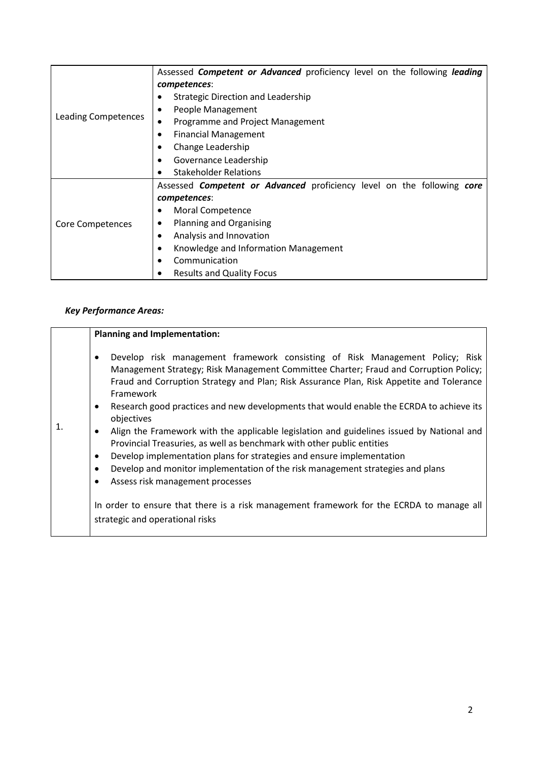| | |
|---|---|
| Leading Competences | Assessed ***Competent or Advanced*** proficiency level on the following ***leading competences***:<br>• Strategic Direction and Leadership<br>• People Management<br>• Programme and Project Management<br>• Financial Management<br>• Change Leadership<br>• Governance Leadership<br>• Stakeholder Relations |
| Core Competences | Assessed ***Competent or Advanced*** proficiency level on the following ***core competences***:<br>• Moral Competence<br>• Planning and Organising<br>• Analysis and Innovation<br>• Knowledge and Information Management<br>• Communication<br>• Results and Quality Focus |

***Key Performance Areas:***

| | |
|---|---|
| 1. | **Planning and Implementation:**<br><br>• Develop risk management framework consisting of Risk Management Policy; Risk Management Strategy; Risk Management Committee Charter; Fraud and Corruption Policy; Fraud and Corruption Strategy and Plan; Risk Assurance Plan, Risk Appetite and Tolerance Framework<br>• Research good practices and new developments that would enable the ECRDA to achieve its objectives<br>• Align the Framework with the applicable legislation and guidelines issued by National and Provincial Treasuries, as well as benchmark with other public entities<br>• Develop implementation plans for strategies and ensure implementation<br>• Develop and monitor implementation of the risk management strategies and plans<br>• Assess risk management processes<br><br>In order to ensure that there is a risk management framework for the ECRDA to manage all strategic and operational risks |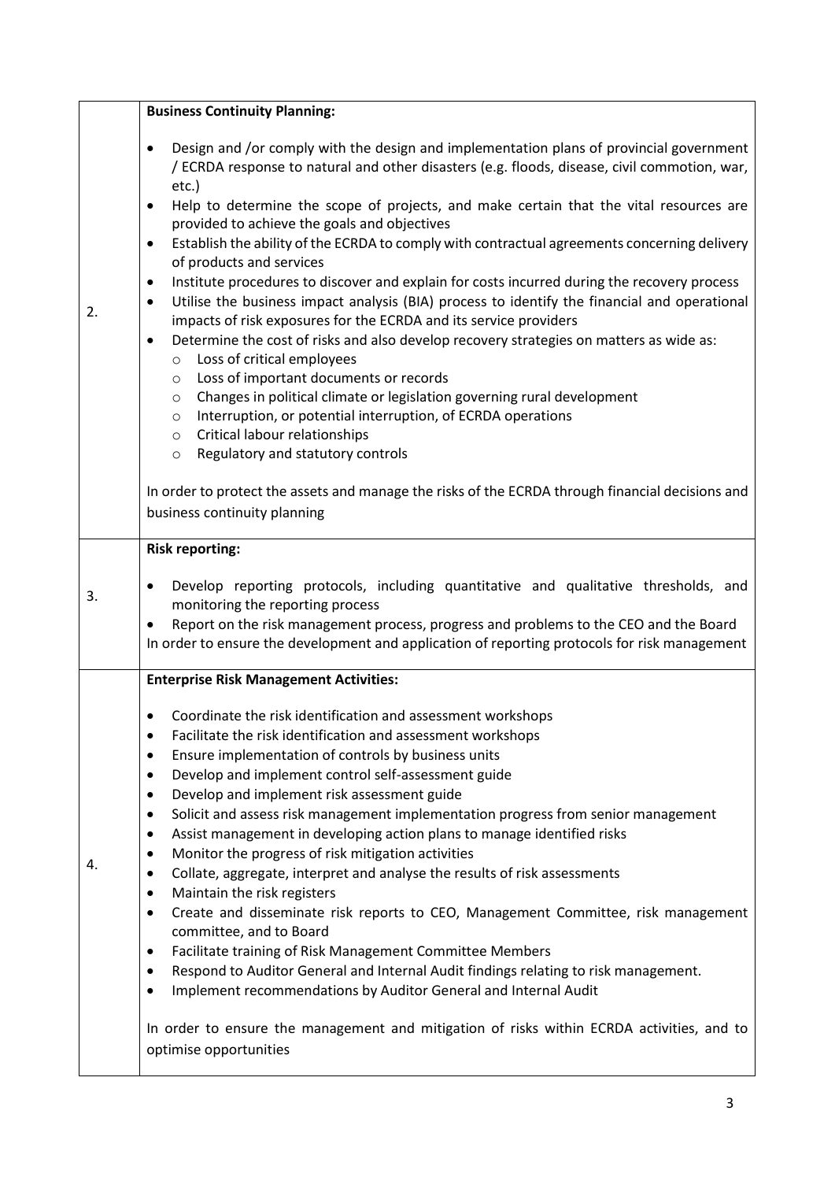| | |
|---|---|
| 2. | **Business Continuity Planning:**<br><br>• Design and /or comply with the design and implementation plans of provincial government / ECRDA response to natural and other disasters (e.g. floods, disease, civil commotion, war, etc.)<br>• Help to determine the scope of projects, and make certain that the vital resources are provided to achieve the goals and objectives<br>• Establish the ability of the ECRDA to comply with contractual agreements concerning delivery of products and services<br>• Institute procedures to discover and explain for costs incurred during the recovery process<br>• Utilise the business impact analysis (BIA) process to identify the financial and operational impacts of risk exposures for the ECRDA and its service providers<br>• Determine the cost of risks and also develop recovery strategies on matters as wide as:<br>&nbsp;&nbsp;&nbsp;&nbsp;○ Loss of critical employees<br>&nbsp;&nbsp;&nbsp;&nbsp;○ Loss of important documents or records<br>&nbsp;&nbsp;&nbsp;&nbsp;○ Changes in political climate or legislation governing rural development<br>&nbsp;&nbsp;&nbsp;&nbsp;○ Interruption, or potential interruption, of ECRDA operations<br>&nbsp;&nbsp;&nbsp;&nbsp;○ Critical labour relationships<br>&nbsp;&nbsp;&nbsp;&nbsp;○ Regulatory and statutory controls<br><br>In order to protect the assets and manage the risks of the ECRDA through financial decisions and business continuity planning |
| 3. | **Risk reporting:**<br><br>• Develop reporting protocols, including quantitative and qualitative thresholds, and monitoring the reporting process<br>• Report on the risk management process, progress and problems to the CEO and the Board<br>In order to ensure the development and application of reporting protocols for risk management |
| 4. | **Enterprise Risk Management Activities:**<br><br>• Coordinate the risk identification and assessment workshops<br>• Facilitate the risk identification and assessment workshops<br>• Ensure implementation of controls by business units<br>• Develop and implement control self-assessment guide<br>• Develop and implement risk assessment guide<br>• Solicit and assess risk management implementation progress from senior management<br>• Assist management in developing action plans to manage identified risks<br>• Monitor the progress of risk mitigation activities<br>• Collate, aggregate, interpret and analyse the results of risk assessments<br>• Maintain the risk registers<br>• Create and disseminate risk reports to CEO, Management Committee, risk management committee, and to Board<br>• Facilitate training of Risk Management Committee Members<br>• Respond to Auditor General and Internal Audit findings relating to risk management.<br>• Implement recommendations by Auditor General and Internal Audit<br><br>In order to ensure the management and mitigation of risks within ECRDA activities, and to optimise opportunities |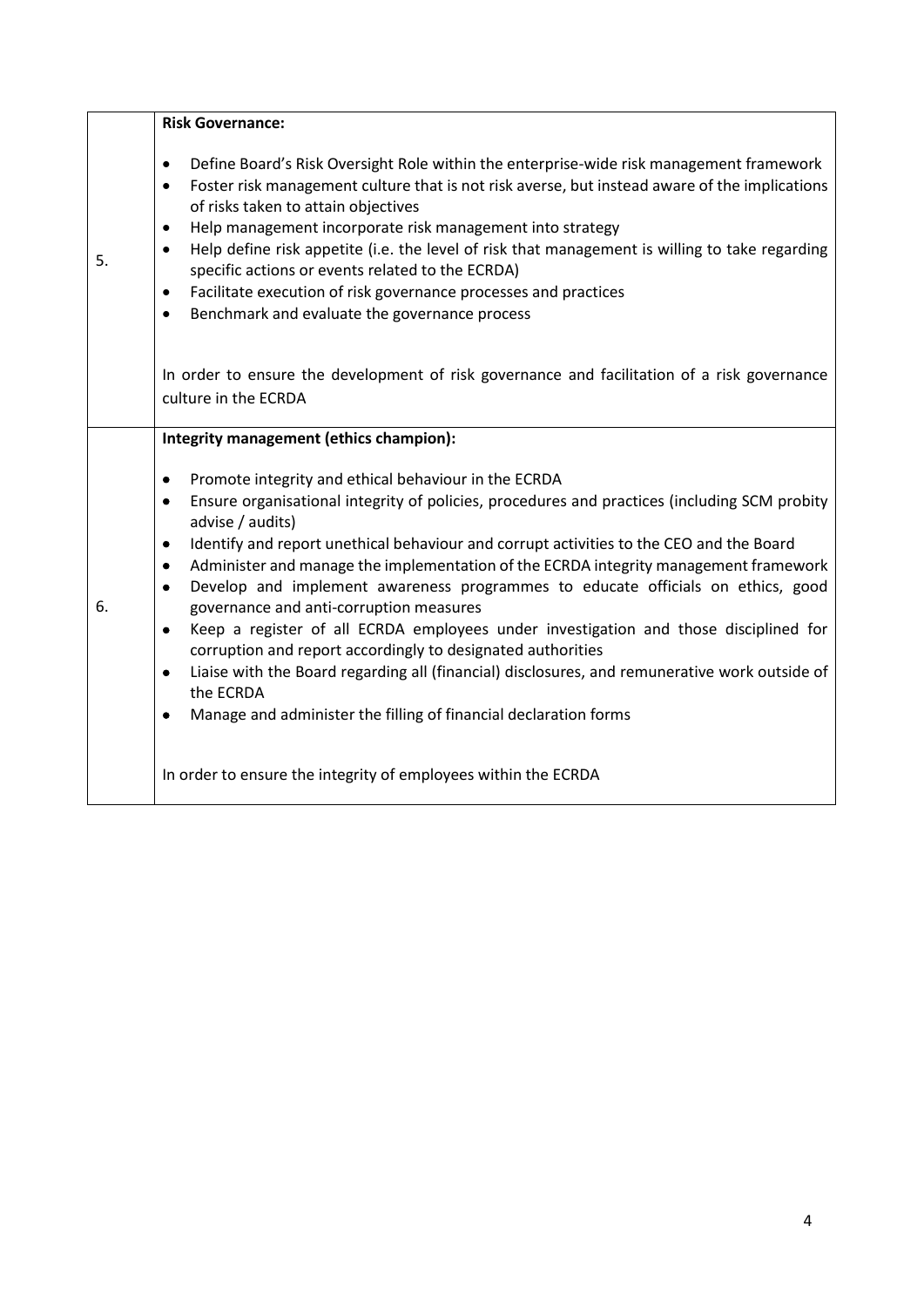| | |
|---|---|
| 5. | **Risk Governance:**<br><br>• Define Board's Risk Oversight Role within the enterprise-wide risk management framework<br>• Foster risk management culture that is not risk averse, but instead aware of the implications of risks taken to attain objectives<br>• Help management incorporate risk management into strategy<br>• Help define risk appetite (i.e. the level of risk that management is willing to take regarding specific actions or events related to the ECRDA)<br>• Facilitate execution of risk governance processes and practices<br>• Benchmark and evaluate the governance process<br><br>In order to ensure the development of risk governance and facilitation of a risk governance culture in the ECRDA |
| 6. | **Integrity management (ethics champion):**<br><br>• Promote integrity and ethical behaviour in the ECRDA<br>• Ensure organisational integrity of policies, procedures and practices (including SCM probity advise / audits)<br>• Identify and report unethical behaviour and corrupt activities to the CEO and the Board<br>• Administer and manage the implementation of the ECRDA integrity management framework<br>• Develop and implement awareness programmes to educate officials on ethics, good governance and anti-corruption measures<br>• Keep a register of all ECRDA employees under investigation and those disciplined for corruption and report accordingly to designated authorities<br>• Liaise with the Board regarding all (financial) disclosures, and remunerative work outside of the ECRDA<br>• Manage and administer the filling of financial declaration forms<br><br>In order to ensure the integrity of employees within the ECRDA |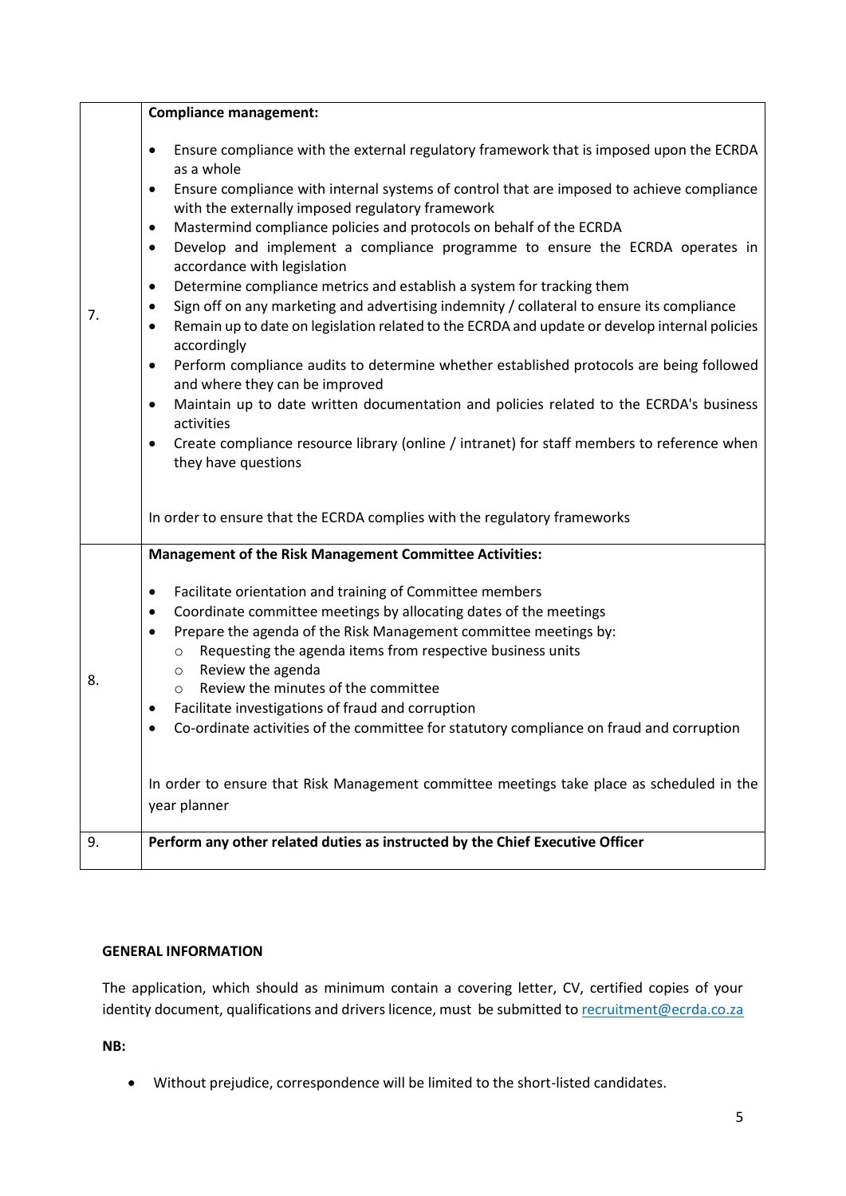| | |
|---|---|
| 7. | **Compliance management:**<br><br>• Ensure compliance with the external regulatory framework that is imposed upon the ECRDA as a whole<br>• Ensure compliance with internal systems of control that are imposed to achieve compliance with the externally imposed regulatory framework<br>• Mastermind compliance policies and protocols on behalf of the ECRDA<br>• Develop and implement a compliance programme to ensure the ECRDA operates in accordance with legislation<br>• Determine compliance metrics and establish a system for tracking them<br>• Sign off on any marketing and advertising indemnity / collateral to ensure its compliance<br>• Remain up to date on legislation related to the ECRDA and update or develop internal policies accordingly<br>• Perform compliance audits to determine whether established protocols are being followed and where they can be improved<br>• Maintain up to date written documentation and policies related to the ECRDA's business activities<br>• Create compliance resource library (online / intranet) for staff members to reference when they have questions<br><br>In order to ensure that the ECRDA complies with the regulatory frameworks |
| 8. | **Management of the Risk Management Committee Activities:**<br><br>• Facilitate orientation and training of Committee members<br>• Coordinate committee meetings by allocating dates of the meetings<br>• Prepare the agenda of the Risk Management committee meetings by:<br>&nbsp;&nbsp;&nbsp;&nbsp;○ Requesting the agenda items from respective business units<br>&nbsp;&nbsp;&nbsp;&nbsp;○ Review the agenda<br>&nbsp;&nbsp;&nbsp;&nbsp;○ Review the minutes of the committee<br>• Facilitate investigations of fraud and corruption<br>• Co-ordinate activities of the committee for statutory compliance on fraud and corruption<br><br>In order to ensure that Risk Management committee meetings take place as scheduled in the year planner |
| 9. | **Perform any other related duties as instructed by the Chief Executive Officer** |

**GENERAL INFORMATION**

The application, which should as minimum contain a covering letter, CV, certified copies of your identity document, qualifications and drivers licence, must be submitted to recruitment@ecrda.co.za

**NB:**

- Without prejudice, correspondence will be limited to the short-listed candidates.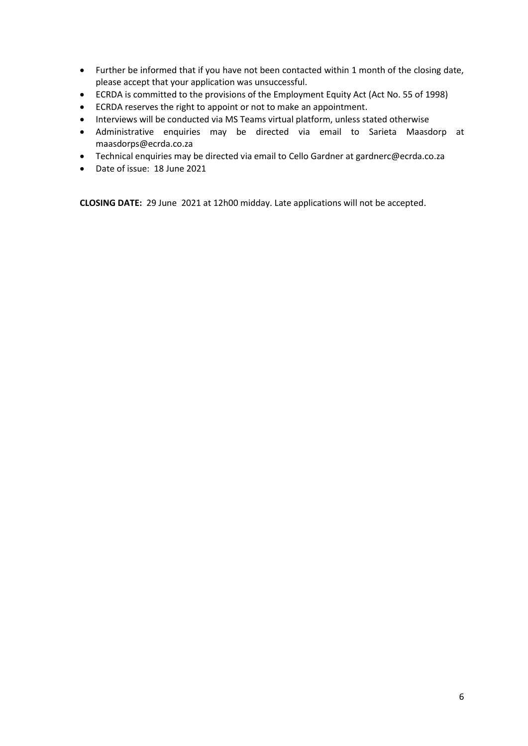- Further be informed that if you have not been contacted within 1 month of the closing date, please accept that your application was unsuccessful.
- ECRDA is committed to the provisions of the Employment Equity Act (Act No. 55 of 1998)
- ECRDA reserves the right to appoint or not to make an appointment.
- Interviews will be conducted via MS Teams virtual platform, unless stated otherwise
- Administrative enquiries may be directed via email to Sarieta Maasdorp at maasdorps@ecrda.co.za
- Technical enquiries may be directed via email to Cello Gardner at gardnerc@ecrda.co.za
- Date of issue: 18 June 2021

**CLOSING DATE:** 29 June 2021 at 12h00 midday. Late applications will not be accepted.